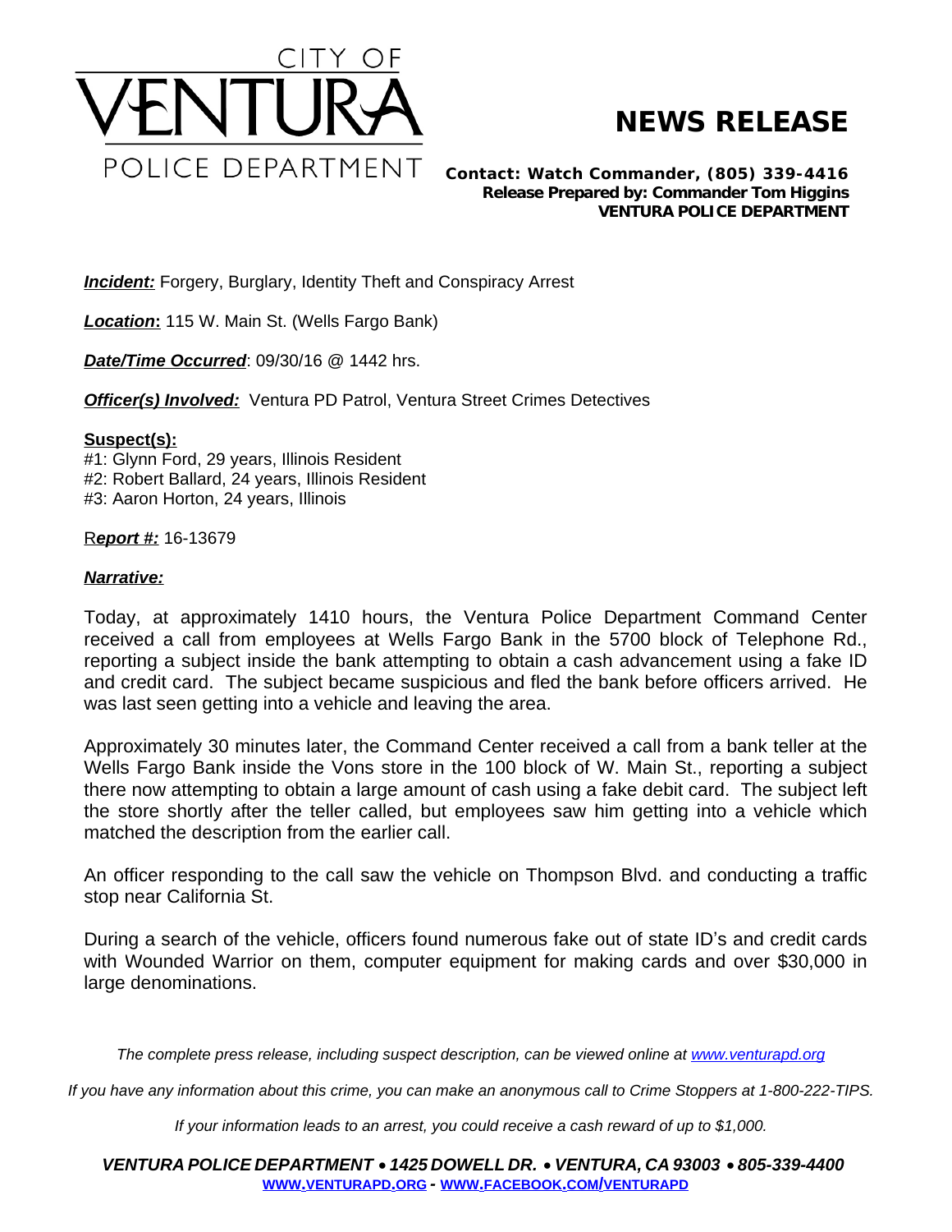CITY OF

# VENTURA

POLICE DEPARTMENT

# NEWS RELEASE

**Contact: Watch Commander, (805) 339-4416**
**Release Prepared by: Commander Tom Higgins**
**VENTURA POLICE DEPARTMENT**

***Incident:*** Forgery, Burglary, Identity Theft and Conspiracy Arrest

***Location*:** 115 W. Main St. (Wells Fargo Bank)

***Date/Time Occurred***: 09/30/16 @ 1442 hrs.

***Officer(s) Involved:*** Ventura PD Patrol, Ventura Street Crimes Detectives

**Suspect(s):**
#1: Glynn Ford, 29 years, Illinois Resident
#2: Robert Ballard, 24 years, Illinois Resident
#3: Aaron Horton, 24 years, Illinois

R***eport #:*** 16-13679

***Narrative:***

Today, at approximately 1410 hours, the Ventura Police Department Command Center received a call from employees at Wells Fargo Bank in the 5700 block of Telephone Rd., reporting a subject inside the bank attempting to obtain a cash advancement using a fake ID and credit card. The subject became suspicious and fled the bank before officers arrived. He was last seen getting into a vehicle and leaving the area.

Approximately 30 minutes later, the Command Center received a call from a bank teller at the Wells Fargo Bank inside the Vons store in the 100 block of W. Main St., reporting a subject there now attempting to obtain a large amount of cash using a fake debit card. The subject left the store shortly after the teller called, but employees saw him getting into a vehicle which matched the description from the earlier call.

An officer responding to the call saw the vehicle on Thompson Blvd. and conducting a traffic stop near California St.

During a search of the vehicle, officers found numerous fake out of state ID's and credit cards with Wounded Warrior on them, computer equipment for making cards and over $30,000 in large denominations.

*The complete press release, including suspect description, can be viewed online at www.venturapd.org*

*If you have any information about this crime, you can make an anonymous call to Crime Stoppers at 1-800-222-TIPS.*

*If your information leads to an arrest, you could receive a cash reward of up to $1,000.*

***VENTURA POLICE DEPARTMENT • 1425 DOWELL DR. • VENTURA, CA 93003 • 805-339-4400***
**WWW.VENTURAPD.ORG - WWW.FACEBOOK.COM/VENTURAPD**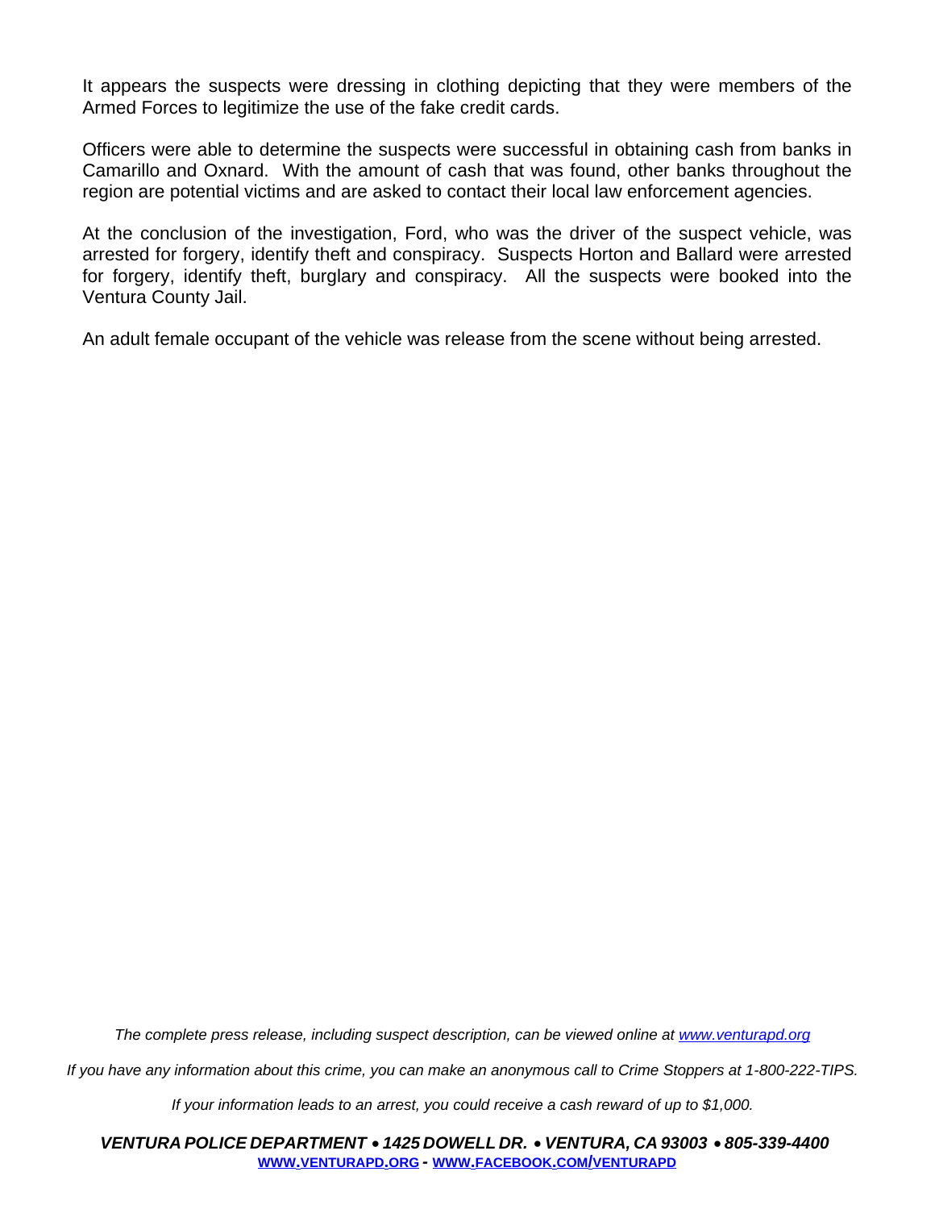It appears the suspects were dressing in clothing depicting that they were members of the Armed Forces to legitimize the use of the fake credit cards.

Officers were able to determine the suspects were successful in obtaining cash from banks in Camarillo and Oxnard. With the amount of cash that was found, other banks throughout the region are potential victims and are asked to contact their local law enforcement agencies.

At the conclusion of the investigation, Ford, who was the driver of the suspect vehicle, was arrested for forgery, identify theft and conspiracy. Suspects Horton and Ballard were arrested for forgery, identify theft, burglary and conspiracy. All the suspects were booked into the Ventura County Jail.

An adult female occupant of the vehicle was release from the scene without being arrested.

*The complete press release, including suspect description, can be viewed online at [www.venturapd.org](http://www.venturapd.org)*

*If you have any information about this crime, you can make an anonymous call to Crime Stoppers at 1-800-222-TIPS.*

*If your information leads to an arrest, you could receive a cash reward of up to $1,000.*

***VENTURA POLICE DEPARTMENT • 1425 DOWELL DR. • VENTURA, CA 93003 • 805-339-4400***

**[WWW.VENTURAPD.ORG](http://www.venturapd.org) - [WWW.FACEBOOK.COM/VENTURAPD](http://www.facebook.com/venturapd)**